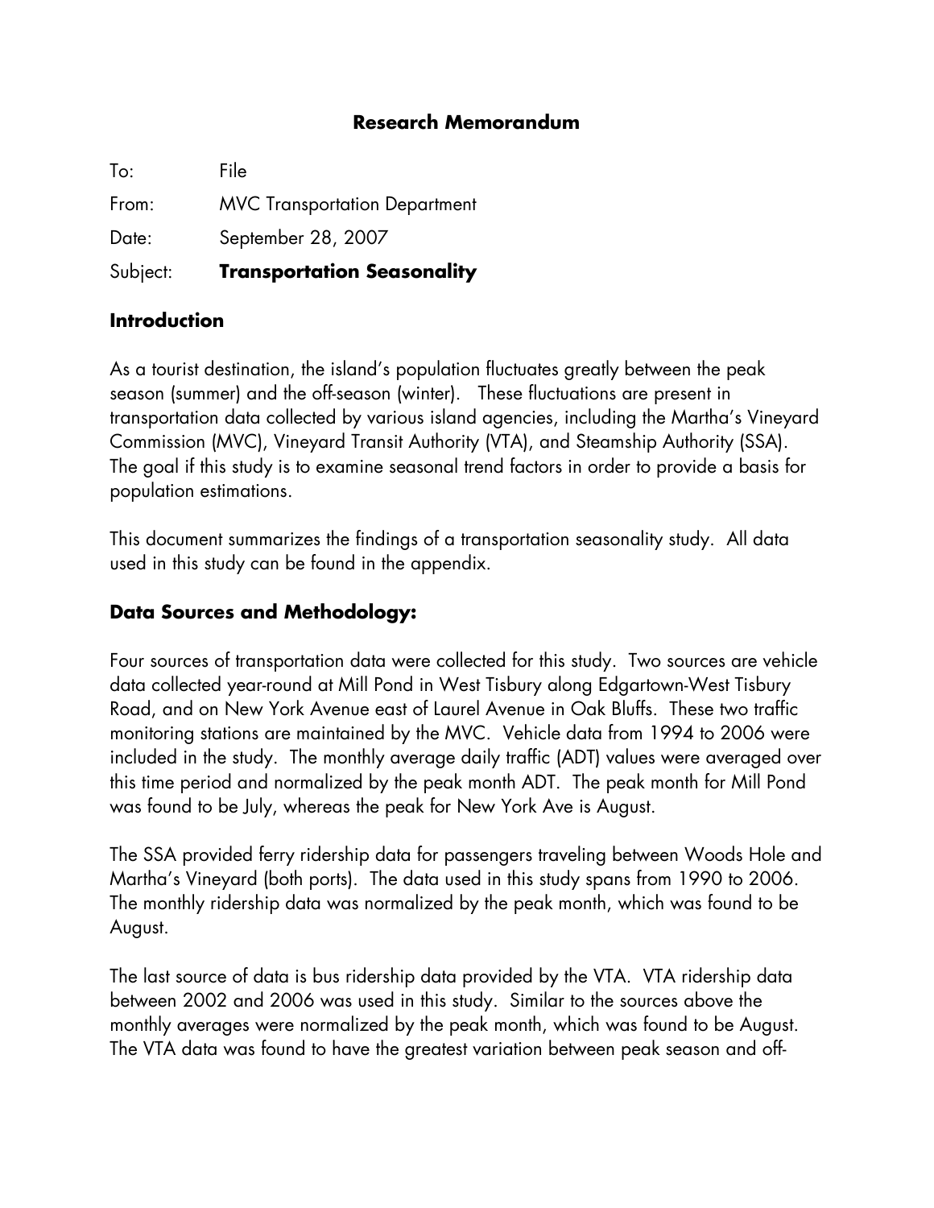**Research Memorandum**

To: File

From: MVC Transportation Department

Date: September 28, 2007

Subject: **Transportation Seasonality**

## Introduction

As a tourist destination, the island's population fluctuates greatly between the peak season (summer) and the off-season (winter). These fluctuations are present in transportation data collected by various island agencies, including the Martha's Vineyard Commission (MVC), Vineyard Transit Authority (VTA), and Steamship Authority (SSA). The goal if this study is to examine seasonal trend factors in order to provide a basis for population estimations.

This document summarizes the findings of a transportation seasonality study. All data used in this study can be found in the appendix.

## Data Sources and Methodology:

Four sources of transportation data were collected for this study. Two sources are vehicle data collected year-round at Mill Pond in West Tisbury along Edgartown-West Tisbury Road, and on New York Avenue east of Laurel Avenue in Oak Bluffs. These two traffic monitoring stations are maintained by the MVC. Vehicle data from 1994 to 2006 were included in the study. The monthly average daily traffic (ADT) values were averaged over this time period and normalized by the peak month ADT. The peak month for Mill Pond was found to be July, whereas the peak for New York Ave is August.

The SSA provided ferry ridership data for passengers traveling between Woods Hole and Martha's Vineyard (both ports). The data used in this study spans from 1990 to 2006. The monthly ridership data was normalized by the peak month, which was found to be August.

The last source of data is bus ridership data provided by the VTA. VTA ridership data between 2002 and 2006 was used in this study. Similar to the sources above the monthly averages were normalized by the peak month, which was found to be August. The VTA data was found to have the greatest variation between peak season and off-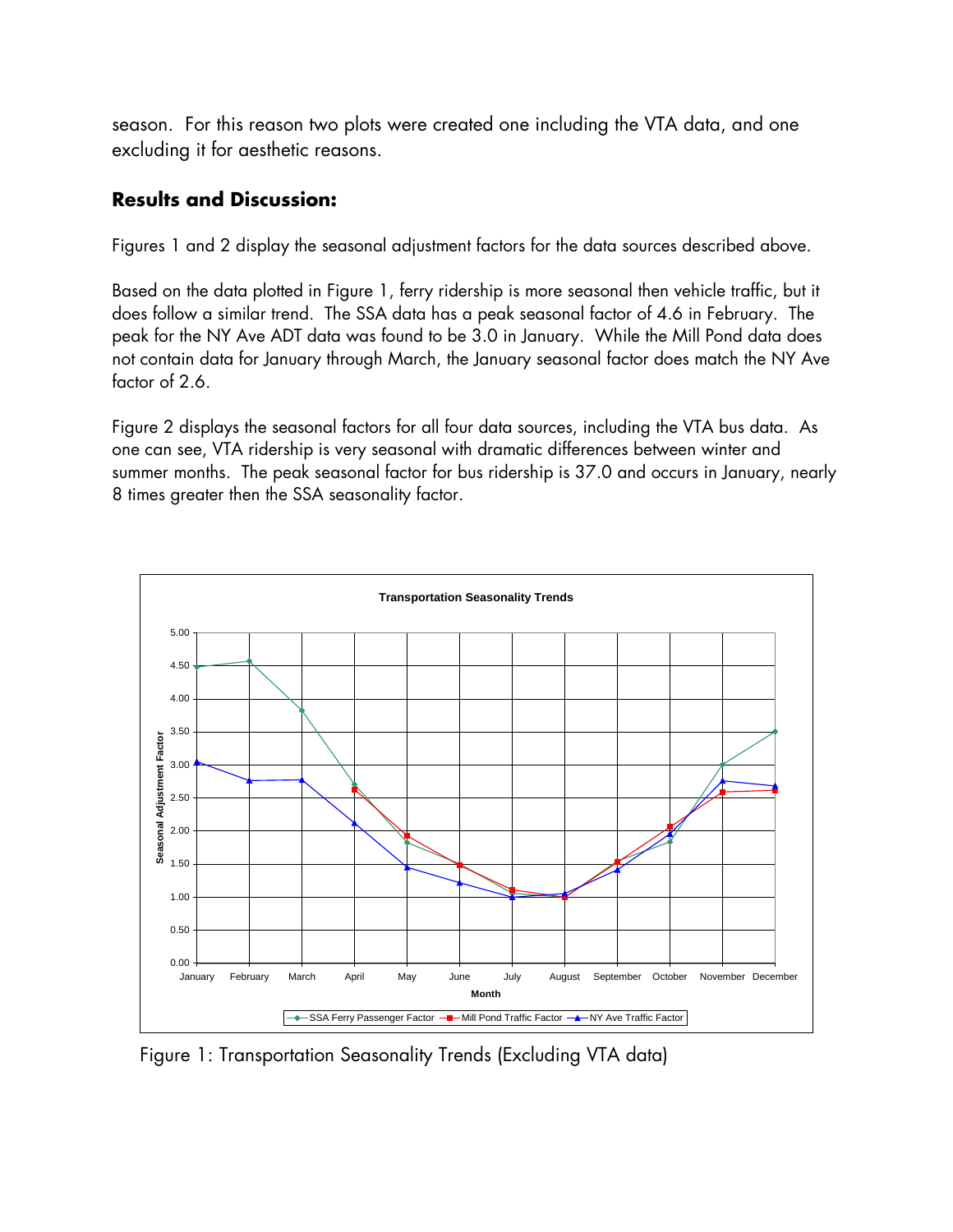season. For this reason two plots were created one including the VTA data, and one excluding it for aesthetic reasons.

## Results and Discussion:

Figures 1 and 2 display the seasonal adjustment factors for the data sources described above.

Based on the data plotted in Figure 1, ferry ridership is more seasonal then vehicle traffic, but it does follow a similar trend. The SSA data has a peak seasonal factor of 4.6 in February. The peak for the NY Ave ADT data was found to be 3.0 in January. While the Mill Pond data does not contain data for January through March, the January seasonal factor does match the NY Ave factor of 2.6.

Figure 2 displays the seasonal factors for all four data sources, including the VTA bus data. As one can see, VTA ridership is very seasonal with dramatic differences between winter and summer months. The peak seasonal factor for bus ridership is 37.0 and occurs in January, nearly 8 times greater then the SSA seasonality factor.

Figure 1: Transportation Seasonality Trends (Excluding VTA data)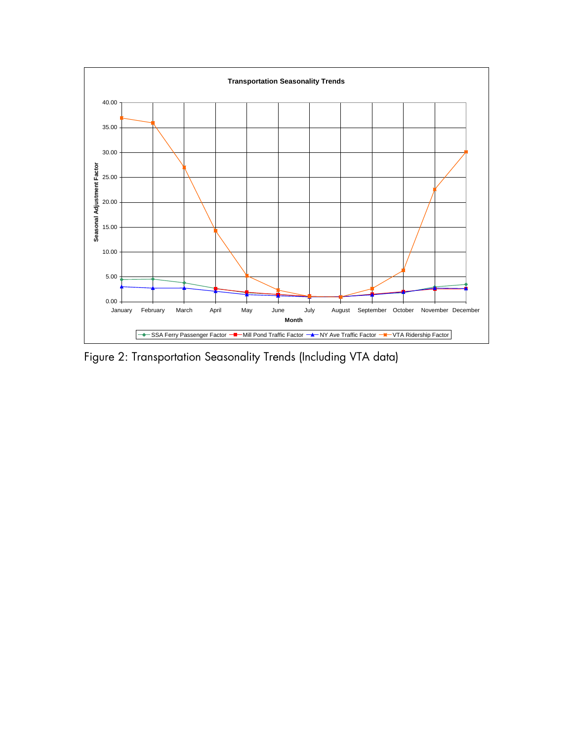Transportation Seasonality Trends

Seasonal Adjustment Factor

40.00
35.00
30.00
25.00
20.00
15.00
10.00
5.00
0.00

January February March April May June July August September October November December

Month

SSA Ferry Passenger Factor
Mill Pond Traffic Factor
NY Ave Traffic Factor
VTA Ridership Factor

Figure 2: Transportation Seasonality Trends (Including VTA data)